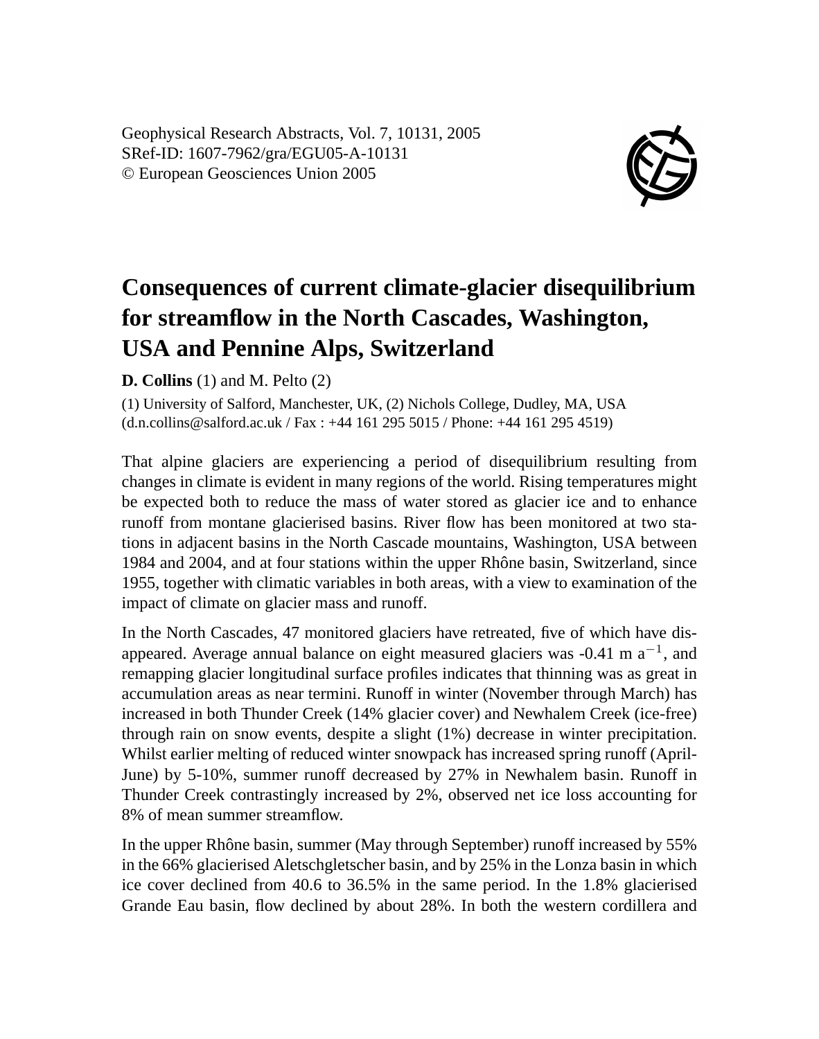Geophysical Research Abstracts, Vol. 7, 10131, 2005
SRef-ID: 1607-7962/gra/EGU05-A-10131
© European Geosciences Union 2005

# Consequences of current climate-glacier disequilibrium for streamflow in the North Cascades, Washington, USA and Pennine Alps, Switzerland

**D. Collins** (1) and M. Pelto (2)

(1) University of Salford, Manchester, UK, (2) Nichols College, Dudley, MA, USA
(d.n.collins@salford.ac.uk / Fax : +44 161 295 5015 / Phone: +44 161 295 4519)

That alpine glaciers are experiencing a period of disequilibrium resulting from changes in climate is evident in many regions of the world. Rising temperatures might be expected both to reduce the mass of water stored as glacier ice and to enhance runoff from montane glacierised basins. River flow has been monitored at two stations in adjacent basins in the North Cascade mountains, Washington, USA between 1984 and 2004, and at four stations within the upper Rhône basin, Switzerland, since 1955, together with climatic variables in both areas, with a view to examination of the impact of climate on glacier mass and runoff.

In the North Cascades, 47 monitored glaciers have retreated, five of which have disappeared. Average annual balance on eight measured glaciers was -0.41 m $a^{-1}$, and remapping glacier longitudinal surface profiles indicates that thinning was as great in accumulation areas as near termini. Runoff in winter (November through March) has increased in both Thunder Creek (14% glacier cover) and Newhalem Creek (ice-free) through rain on snow events, despite a slight (1%) decrease in winter precipitation. Whilst earlier melting of reduced winter snowpack has increased spring runoff (April-June) by 5-10%, summer runoff decreased by 27% in Newhalem basin. Runoff in Thunder Creek contrastingly increased by 2%, observed net ice loss accounting for 8% of mean summer streamflow.

In the upper Rhône basin, summer (May through September) runoff increased by 55% in the 66% glacierised Aletschgletscher basin, and by 25% in the Lonza basin in which ice cover declined from 40.6 to 36.5% in the same period. In the 1.8% glacierised Grande Eau basin, flow declined by about 28%. In both the western cordillera and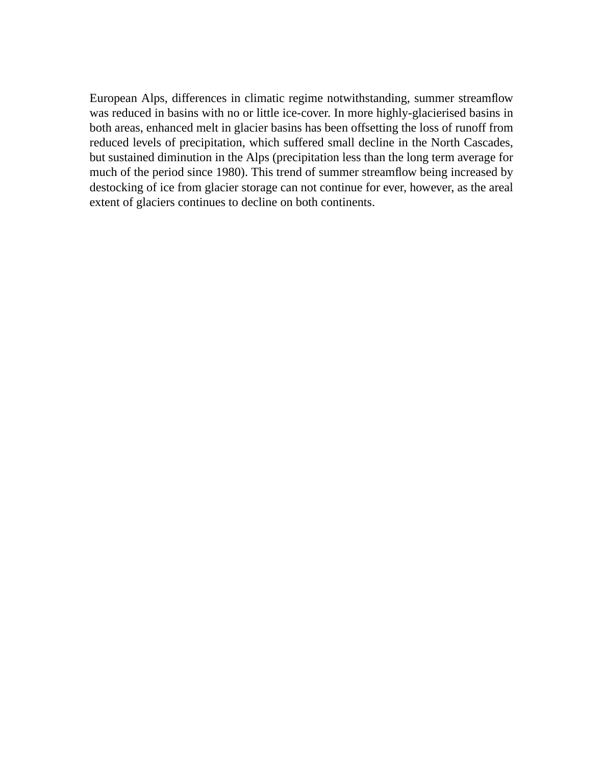European Alps, differences in climatic regime notwithstanding, summer streamflow was reduced in basins with no or little ice-cover. In more highly-glacierised basins in both areas, enhanced melt in glacier basins has been offsetting the loss of runoff from reduced levels of precipitation, which suffered small decline in the North Cascades, but sustained diminution in the Alps (precipitation less than the long term average for much of the period since 1980). This trend of summer streamflow being increased by destocking of ice from glacier storage can not continue for ever, however, as the areal extent of glaciers continues to decline on both continents.